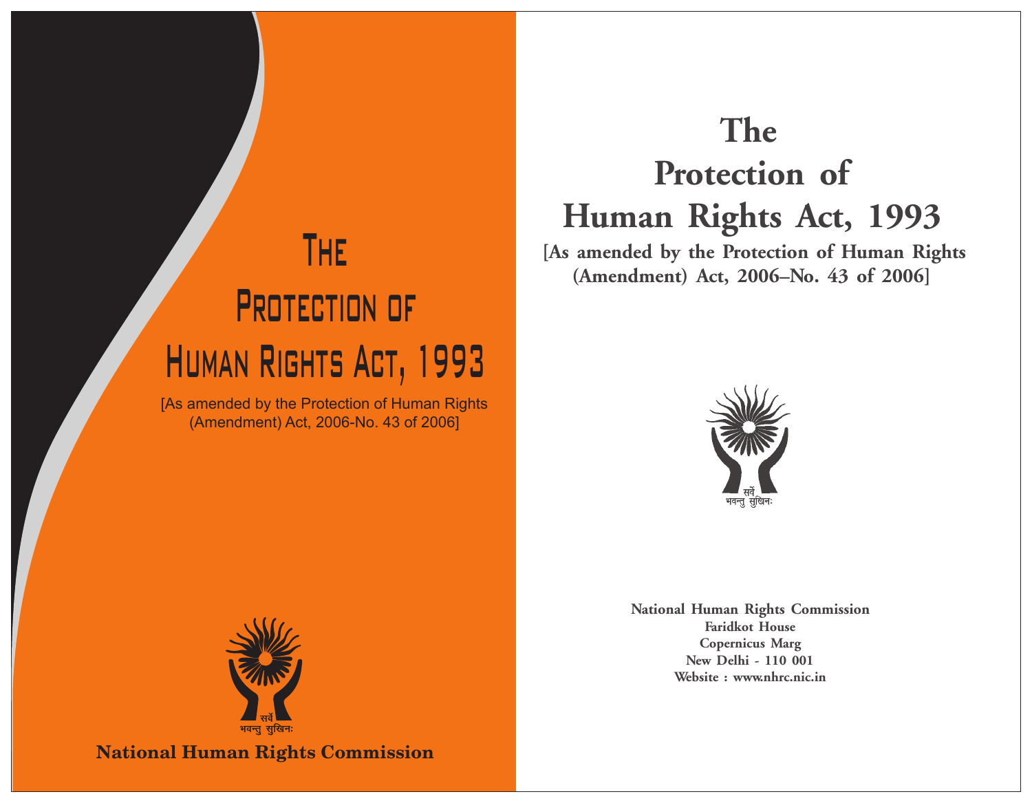# The Protection of Human Rights Act, 1993

[As amended by the Protection of Human Rights (Amendment) Act, 2006-No. 43 of 2006]

सर्वे भवन्तु सुखिनः

**National Human Rights Commission**

# The Protection of Human Rights Act, 1993

**[As amended by the Protection of Human Rights (Amendment) Act, 2006–No. 43 of 2006]**

सर्वे भवन्तु सुखिनः

**National Human Rights Commission**
**Faridkot House**
**Copernicus Marg**
**New Delhi - 110 001**
**Website : www.nhrc.nic.in**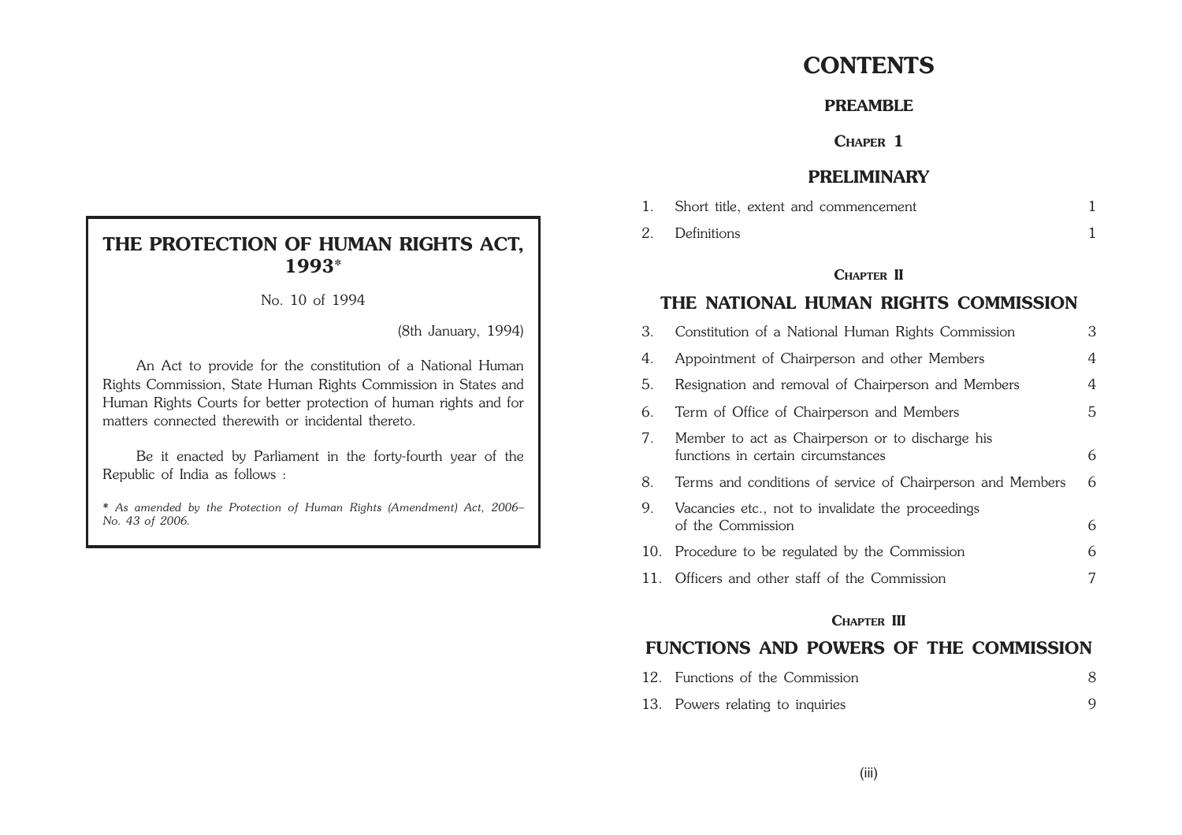# THE PROTECTION OF HUMAN RIGHTS ACT, 1993*

No. 10 of 1994

(8th January, 1994)

An Act to provide for the constitution of a National Human Rights Commission, State Human Rights Commission in States and Human Rights Courts for better protection of human rights and for matters connected therewith or incidental thereto.

Be it enacted by Parliament in the forty-fourth year of the Republic of India as follows :

*\* As amended by the Protection of Human Rights (Amendment) Act, 2006– No. 43 of 2006.*

# CONTENTS

## PREAMBLE

### CHAPTER 1

## PRELIMINARY

| | | |
|---|---|---|
| 1. | Short title, extent and commencement | 1 |
| 2. | Definitions | 1 |

### CHAPTER II

## THE NATIONAL HUMAN RIGHTS COMMISSION

| | | |
|---|---|---|
| 3. | Constitution of a National Human Rights Commission | 3 |
| 4. | Appointment of Chairperson and other Members | 4 |
| 5. | Resignation and removal of Chairperson and Members | 4 |
| 6. | Term of Office of Chairperson and Members | 5 |
| 7. | Member to act as Chairperson or to discharge his functions in certain circumstances | 6 |
| 8. | Terms and conditions of service of Chairperson and Members | 6 |
| 9. | Vacancies etc., not to invalidate the proceedings of the Commission | 6 |
| 10. | Procedure to be regulated by the Commission | 6 |
| 11. | Officers and other staff of the Commission | 7 |

### CHAPTER III

## FUNCTIONS AND POWERS OF THE COMMISSION

| | | |
|---|---|---|
| 12. | Functions of the Commission | 8 |
| 13. | Powers relating to inquiries | 9 |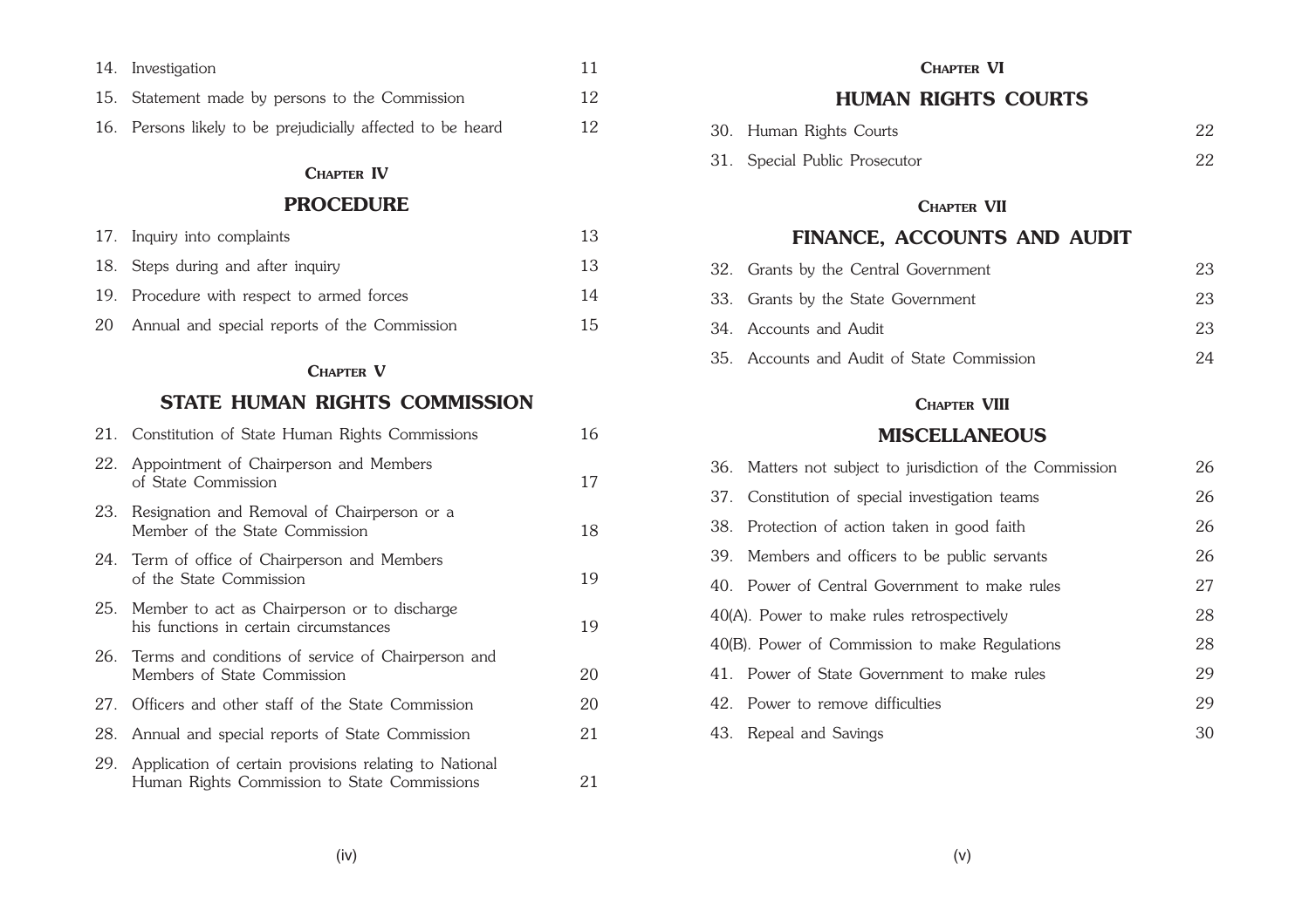| | | |
|---|---|---|
| 14. | Investigation | 11 |
| 15. | Statement made by persons to the Commission | 12 |
| 16. | Persons likely to be prejudicially affected to be heard | 12 |

### CHAPTER IV

## PROCEDURE

| | | |
|---|---|---|
| 17. | Inquiry into complaints | 13 |
| 18. | Steps during and after inquiry | 13 |
| 19. | Procedure with respect to armed forces | 14 |
| 20 | Annual and special reports of the Commission | 15 |

### CHAPTER V

## STATE HUMAN RIGHTS COMMISSION

| | | |
|---|---|---|
| 21. | Constitution of State Human Rights Commissions | 16 |
| 22. | Appointment of Chairperson and Members of State Commission | 17 |
| 23. | Resignation and Removal of Chairperson or a Member of the State Commission | 18 |
| 24. | Term of office of Chairperson and Members of the State Commission | 19 |
| 25. | Member to act as Chairperson or to discharge his functions in certain circumstances | 19 |
| 26. | Terms and conditions of service of Chairperson and Members of State Commission | 20 |
| 27. | Officers and other staff of the State Commission | 20 |
| 28. | Annual and special reports of State Commission | 21 |
| 29. | Application of certain provisions relating to National Human Rights Commission to State Commissions | 21 |

### CHAPTER VI

## HUMAN RIGHTS COURTS

| | | |
|---|---|---|
| 30. | Human Rights Courts | 22 |
| 31. | Special Public Prosecutor | 22 |

### CHAPTER VII

## FINANCE, ACCOUNTS AND AUDIT

| | | |
|---|---|---|
| 32. | Grants by the Central Government | 23 |
| 33. | Grants by the State Government | 23 |
| 34. | Accounts and Audit | 23 |
| 35. | Accounts and Audit of State Commission | 24 |

### CHAPTER VIII

## MISCELLANEOUS

| | | |
|---|---|---|
| 36. | Matters not subject to jurisdiction of the Commission | 26 |
| 37. | Constitution of special investigation teams | 26 |
| 38. | Protection of action taken in good faith | 26 |
| 39. | Members and officers to be public servants | 26 |
| 40. | Power of Central Government to make rules | 27 |
| 40(A). | Power to make rules retrospectively | 28 |
| 40(B). | Power of Commission to make Regulations | 28 |
| 41. | Power of State Government to make rules | 29 |
| 42. | Power to remove difficulties | 29 |
| 43. | Repeal and Savings | 30 |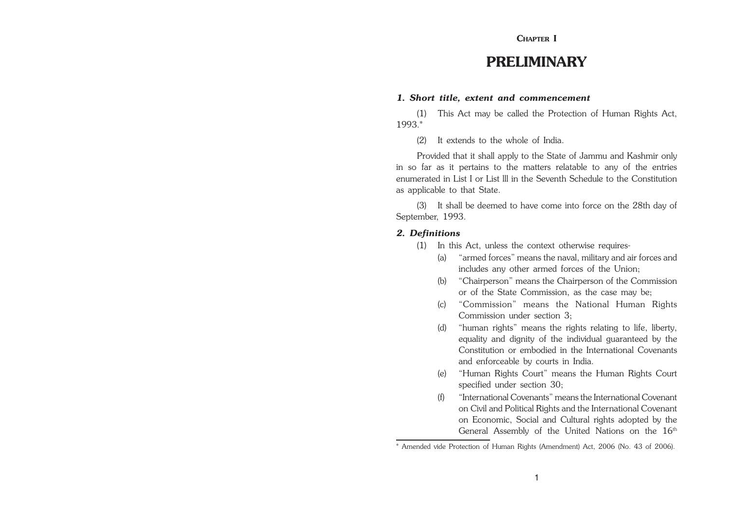CHAPTER I

# PRELIMINARY

### *1. Short title, extent and commencement*

(1) This Act may be called the Protection of Human Rights Act, 1993.*

(2) It extends to the whole of India.

Provided that it shall apply to the State of Jammu and Kashmir only in so far as it pertains to the matters relatable to any of the entries enumerated in List I or List lll in the Seventh Schedule to the Constitution as applicable to that State.

(3) It shall be deemed to have come into force on the 28th day of September, 1993.

### *2. Definitions*

(1) In this Act, unless the context otherwise requires-

(a) "armed forces" means the naval, military and air forces and includes any other armed forces of the Union;

(b) "Chairperson" means the Chairperson of the Commission or of the State Commission, as the case may be;

(c) "Commission" means the National Human Rights Commission under section 3;

(d) "human rights" means the rights relating to life, liberty, equality and dignity of the individual guaranteed by the Constitution or embodied in the International Covenants and enforceable by courts in India.

(e) "Human Rights Court" means the Human Rights Court specified under section 30;

(f) "International Covenants" means the International Covenant on Civil and Political Rights and the International Covenant on Economic, Social and Cultural rights adopted by the General Assembly of the United Nations on the 16th

---

* Amended vide Protection of Human Rights (Amendment) Act, 2006 (No. 43 of 2006).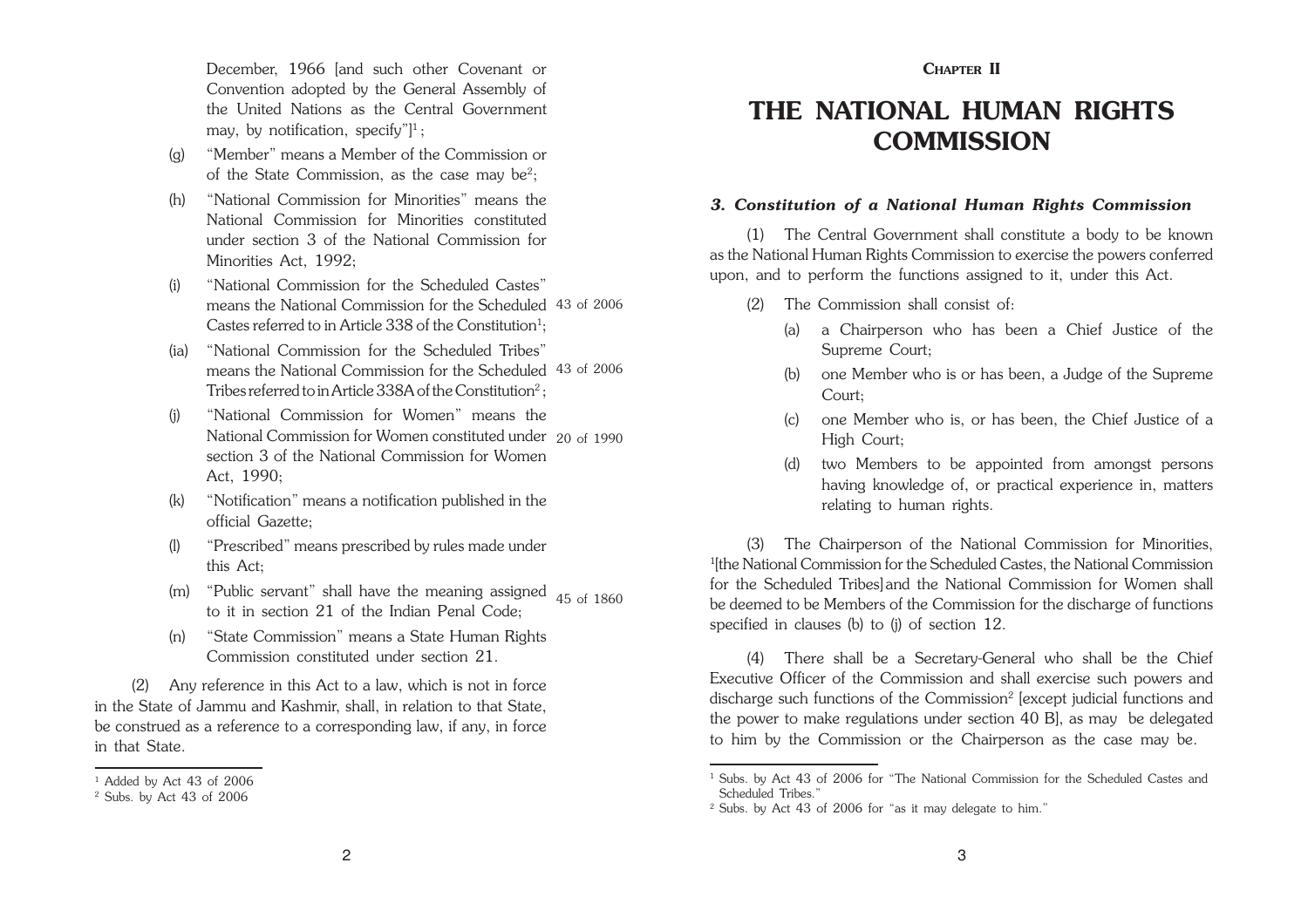December, 1966 [and such other Covenant or Convention adopted by the General Assembly of the United Nations as the Central Government may, by notification, specify"][1];

(g) "Member" means a Member of the Commission or of the State Commission, as the case may be[2];

(h) "National Commission for Minorities" means the National Commission for Minorities constituted under section 3 of the National Commission for Minorities Act, 1992;

(i) "National Commission for the Scheduled Castes" means the National Commission for the Scheduled Castes referred to in Article 338 of the Constitution[1]; 43 of 2006

(ia) "National Commission for the Scheduled Tribes" means the National Commission for the Scheduled Tribes referred to in Article 338A of the Constitution[2]; 43 of 2006

(j) "National Commission for Women" means the National Commission for Women constituted under section 3 of the National Commission for Women Act, 1990; 20 of 1990

(k) "Notification" means a notification published in the official Gazette;

(l) "Prescribed" means prescribed by rules made under this Act;

(m) "Public servant" shall have the meaning assigned to it in section 21 of the Indian Penal Code; 45 of 1860

(n) "State Commission" means a State Human Rights Commission constituted under section 21.

(2) Any reference in this Act to a law, which is not in force in the State of Jammu and Kashmir, shall, in relation to that State, be construed as a reference to a corresponding law, if any, in force in that State.

[1] Added by Act 43 of 2006

[2] Subs. by Act 43 of 2006

**CHAPTER II**

# THE NATIONAL HUMAN RIGHTS COMMISSION

### *3. Constitution of a National Human Rights Commission*

(1) The Central Government shall constitute a body to be known as the National Human Rights Commission to exercise the powers conferred upon, and to perform the functions assigned to it, under this Act.

(2) The Commission shall consist of:

(a) a Chairperson who has been a Chief Justice of the Supreme Court;

(b) one Member who is or has been, a Judge of the Supreme Court;

(c) one Member who is, or has been, the Chief Justice of a High Court;

(d) two Members to be appointed from amongst persons having knowledge of, or practical experience in, matters relating to human rights.

(3) The Chairperson of the National Commission for Minorities, [1][the National Commission for the Scheduled Castes, the National Commission for the Scheduled Tribes] and the National Commission for Women shall be deemed to be Members of the Commission for the discharge of functions specified in clauses (b) to (j) of section 12.

(4) There shall be a Secretary-General who shall be the Chief Executive Officer of the Commission and shall exercise such powers and discharge such functions of the Commission[2] [except judicial functions and the power to make regulations under section 40 B], as may be delegated to him by the Commission or the Chairperson as the case may be.

[1] Subs. by Act 43 of 2006 for "The National Commission for the Scheduled Castes and Scheduled Tribes."

[2] Subs. by Act 43 of 2006 for "as it may delegate to him."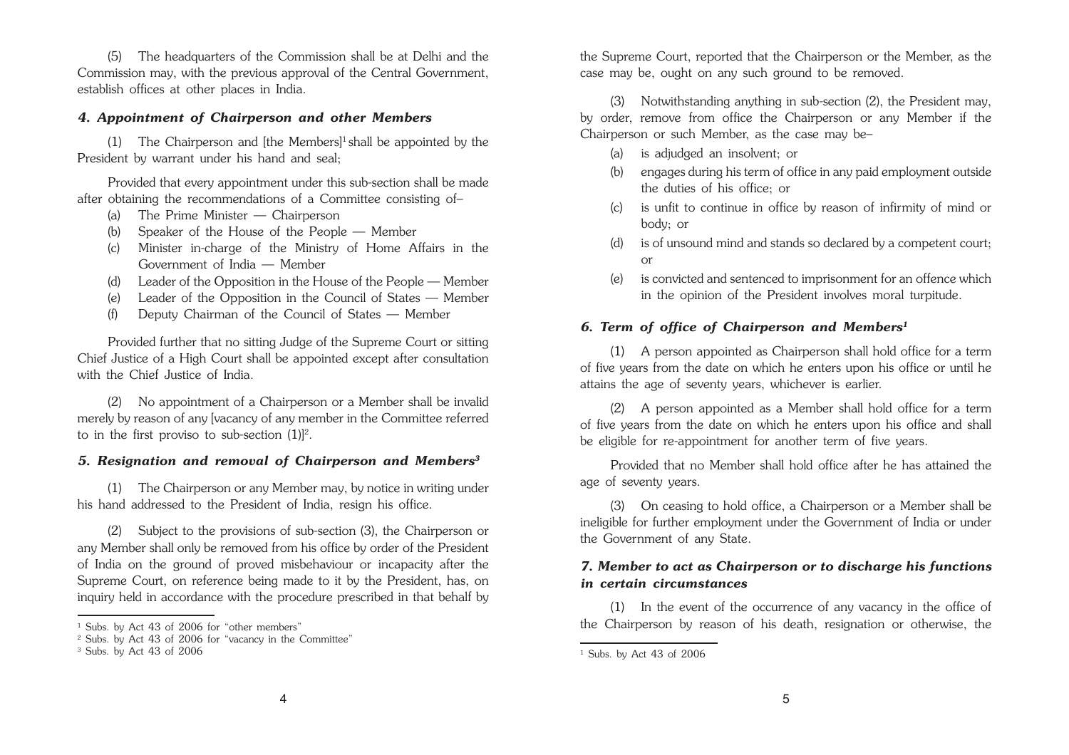(5) The headquarters of the Commission shall be at Delhi and the Commission may, with the previous approval of the Central Government, establish offices at other places in India.

### *4. Appointment of Chairperson and other Members*

(1) The Chairperson and [the Members][1] shall be appointed by the President by warrant under his hand and seal;

Provided that every appointment under this sub-section shall be made after obtaining the recommendations of a Committee consisting of–

(a) The Prime Minister — Chairperson
(b) Speaker of the House of the People — Member
(c) Minister in-charge of the Ministry of Home Affairs in the Government of India — Member
(d) Leader of the Opposition in the House of the People — Member
(e) Leader of the Opposition in the Council of States — Member
(f) Deputy Chairman of the Council of States — Member

Provided further that no sitting Judge of the Supreme Court or sitting Chief Justice of a High Court shall be appointed except after consultation with the Chief Justice of India.

(2) No appointment of a Chairperson or a Member shall be invalid merely by reason of any [vacancy of any member in the Committee referred to in the first proviso to sub-section (1)][2].

### *5. Resignation and removal of Chairperson and Members[3]*

(1) The Chairperson or any Member may, by notice in writing under his hand addressed to the President of India, resign his office.

(2) Subject to the provisions of sub-section (3), the Chairperson or any Member shall only be removed from his office by order of the President of India on the ground of proved misbehaviour or incapacity after the Supreme Court, on reference being made to it by the President, has, on inquiry held in accordance with the procedure prescribed in that behalf by the Supreme Court, reported that the Chairperson or the Member, as the case may be, ought on any such ground to be removed.

(3) Notwithstanding anything in sub-section (2), the President may, by order, remove from office the Chairperson or any Member if the Chairperson or such Member, as the case may be–

(a) is adjudged an insolvent; or
(b) engages during his term of office in any paid employment outside the duties of his office; or
(c) is unfit to continue in office by reason of infirmity of mind or body; or
(d) is of unsound mind and stands so declared by a competent court; or
(e) is convicted and sentenced to imprisonment for an offence which in the opinion of the President involves moral turpitude.

### *6. Term of office of Chairperson and Members[1]*

(1) A person appointed as Chairperson shall hold office for a term of five years from the date on which he enters upon his office or until he attains the age of seventy years, whichever is earlier.

(2) A person appointed as a Member shall hold office for a term of five years from the date on which he enters upon his office and shall be eligible for re-appointment for another term of five years.

Provided that no Member shall hold office after he has attained the age of seventy years.

(3) On ceasing to hold office, a Chairperson or a Member shall be ineligible for further employment under the Government of India or under the Government of any State.

### *7. Member to act as Chairperson or to discharge his functions in certain circumstances*

(1) In the event of the occurrence of any vacancy in the office of the Chairperson by reason of his death, resignation or otherwise, the

---

[1] Subs. by Act 43 of 2006 for "other members"
[2] Subs. by Act 43 of 2006 for "vacancy in the Committee"
[3] Subs. by Act 43 of 2006

[1] Subs. by Act 43 of 2006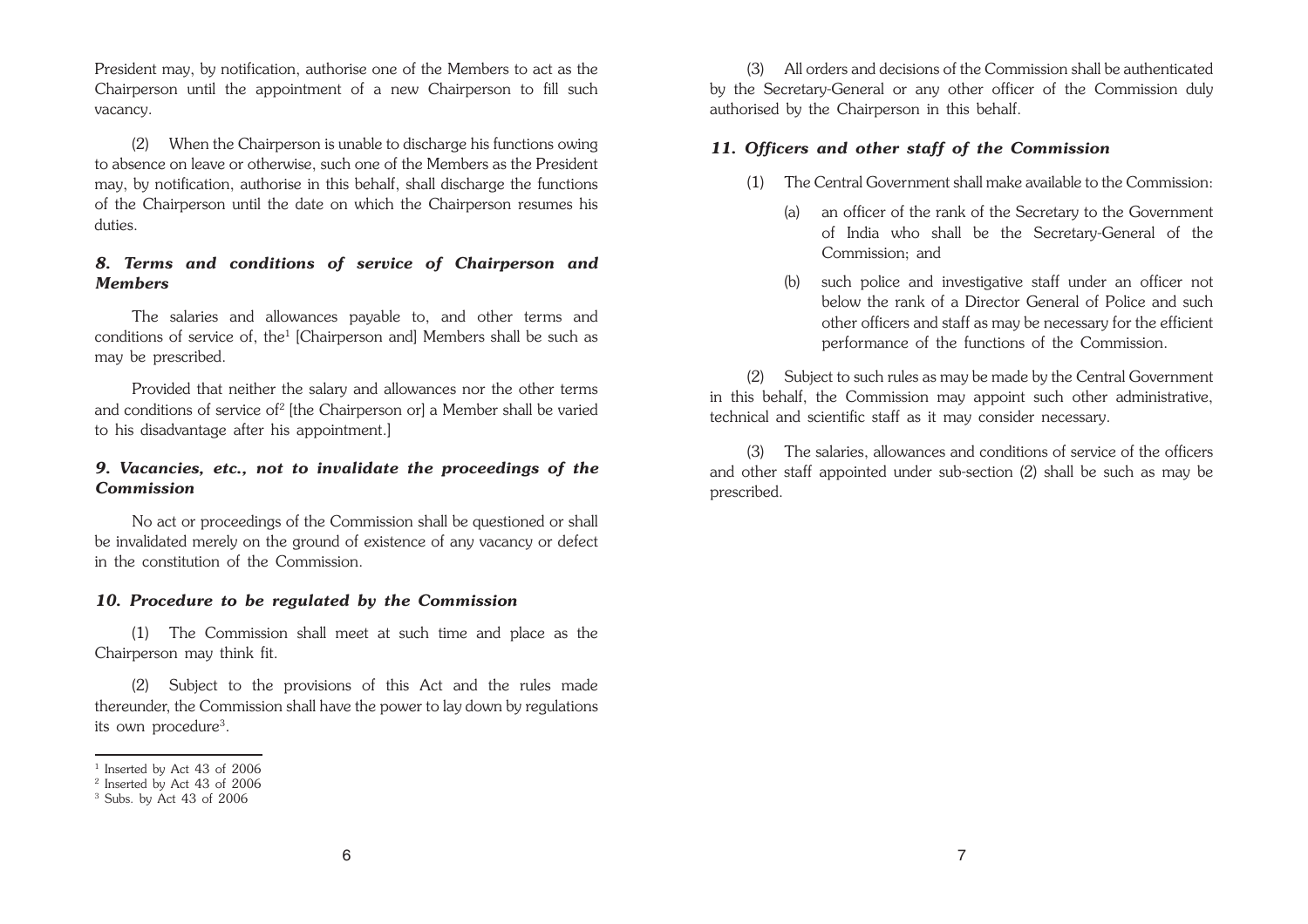President may, by notification, authorise one of the Members to act as the Chairperson until the appointment of a new Chairperson to fill such vacancy.

(2) When the Chairperson is unable to discharge his functions owing to absence on leave or otherwise, such one of the Members as the President may, by notification, authorise in this behalf, shall discharge the functions of the Chairperson until the date on which the Chairperson resumes his duties.

### *8. Terms and conditions of service of Chairperson and Members*

The salaries and allowances payable to, and other terms and conditions of service of, the[1] [Chairperson and] Members shall be such as may be prescribed.

Provided that neither the salary and allowances nor the other terms and conditions of service of[2] [the Chairperson or] a Member shall be varied to his disadvantage after his appointment.]

### *9. Vacancies, etc., not to invalidate the proceedings of the Commission*

No act or proceedings of the Commission shall be questioned or shall be invalidated merely on the ground of existence of any vacancy or defect in the constitution of the Commission.

### *10. Procedure to be regulated by the Commission*

(1) The Commission shall meet at such time and place as the Chairperson may think fit.

(2) Subject to the provisions of this Act and the rules made thereunder, the Commission shall have the power to lay down by regulations its own procedure[3].

(3) All orders and decisions of the Commission shall be authenticated by the Secretary-General or any other officer of the Commission duly authorised by the Chairperson in this behalf.

### *11. Officers and other staff of the Commission*

(1) The Central Government shall make available to the Commission:

(a) an officer of the rank of the Secretary to the Government of India who shall be the Secretary-General of the Commission; and

(b) such police and investigative staff under an officer not below the rank of a Director General of Police and such other officers and staff as may be necessary for the efficient performance of the functions of the Commission.

(2) Subject to such rules as may be made by the Central Government in this behalf, the Commission may appoint such other administrative, technical and scientific staff as it may consider necessary.

(3) The salaries, allowances and conditions of service of the officers and other staff appointed under sub-section (2) shall be such as may be prescribed.

---

[1] Inserted by Act 43 of 2006

[2] Inserted by Act 43 of 2006

[3] Subs. by Act 43 of 2006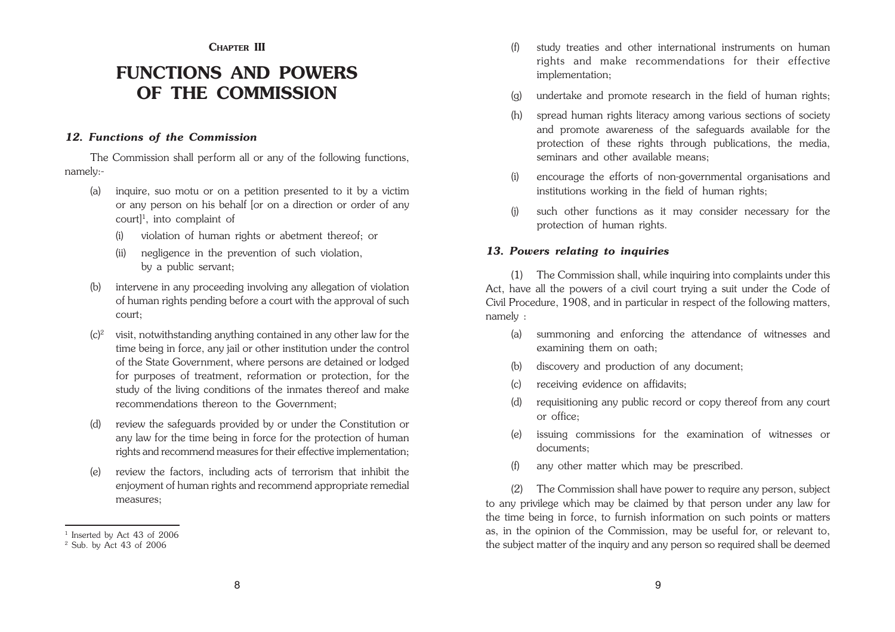**Chapter III**

# FUNCTIONS AND POWERS OF THE COMMISSION

### *12. Functions of the Commission*

The Commission shall perform all or any of the following functions, namely:-

(a) inquire, suo motu or on a petition presented to it by a victim or any person on his behalf [or on a direction or order of any court][1], into complaint of

(i) violation of human rights or abetment thereof; or

(ii) negligence in the prevention of such violation, by a public servant;

(b) intervene in any proceeding involving any allegation of violation of human rights pending before a court with the approval of such court;

(c)[2] visit, notwithstanding anything contained in any other law for the time being in force, any jail or other institution under the control of the State Government, where persons are detained or lodged for purposes of treatment, reformation or protection, for the study of the living conditions of the inmates thereof and make recommendations thereon to the Government;

(d) review the safeguards provided by or under the Constitution or any law for the time being in force for the protection of human rights and recommend measures for their effective implementation;

(e) review the factors, including acts of terrorism that inhibit the enjoyment of human rights and recommend appropriate remedial measures;

(f) study treaties and other international instruments on human rights and make recommendations for their effective implementation;

(g) undertake and promote research in the field of human rights;

(h) spread human rights literacy among various sections of society and promote awareness of the safeguards available for the protection of these rights through publications, the media, seminars and other available means;

(i) encourage the efforts of non-governmental organisations and institutions working in the field of human rights;

(j) such other functions as it may consider necessary for the protection of human rights.

### *13. Powers relating to inquiries*

(1) The Commission shall, while inquiring into complaints under this Act, have all the powers of a civil court trying a suit under the Code of Civil Procedure, 1908, and in particular in respect of the following matters, namely :

(a) summoning and enforcing the attendance of witnesses and examining them on oath;

(b) discovery and production of any document;

(c) receiving evidence on affidavits;

(d) requisitioning any public record or copy thereof from any court or office;

(e) issuing commissions for the examination of witnesses or documents;

(f) any other matter which may be prescribed.

(2) The Commission shall have power to require any person, subject to any privilege which may be claimed by that person under any law for the time being in force, to furnish information on such points or matters as, in the opinion of the Commission, may be useful for, or relevant to, the subject matter of the inquiry and any person so required shall be deemed

---

[1] Inserted by Act 43 of 2006

[2] Sub. by Act 43 of 2006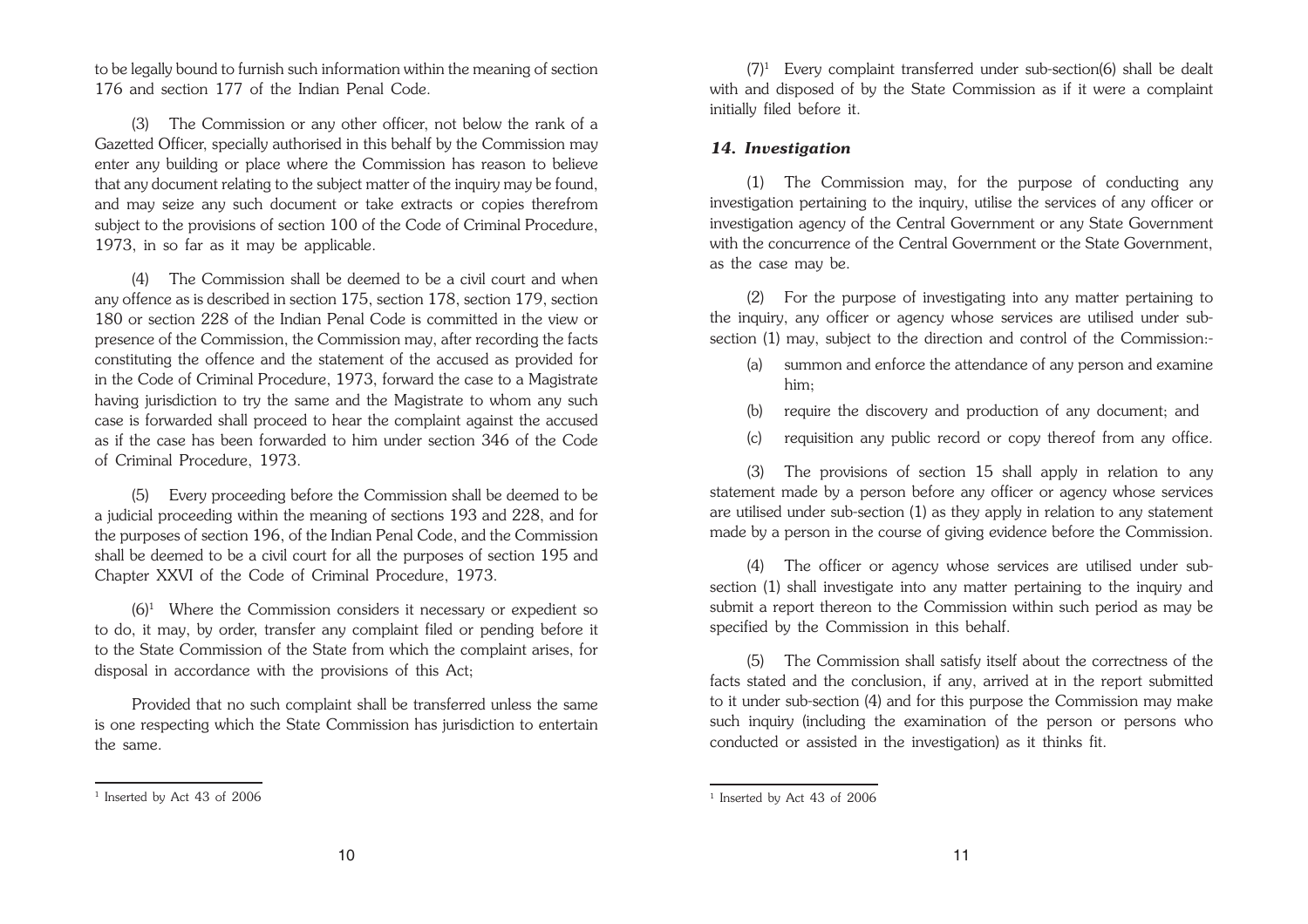to be legally bound to furnish such information within the meaning of section 176 and section 177 of the Indian Penal Code.

(3) The Commission or any other officer, not below the rank of a Gazetted Officer, specially authorised in this behalf by the Commission may enter any building or place where the Commission has reason to believe that any document relating to the subject matter of the inquiry may be found, and may seize any such document or take extracts or copies therefrom subject to the provisions of section 100 of the Code of Criminal Procedure, 1973, in so far as it may be applicable.

(4) The Commission shall be deemed to be a civil court and when any offence as is described in section 175, section 178, section 179, section 180 or section 228 of the Indian Penal Code is committed in the view or presence of the Commission, the Commission may, after recording the facts constituting the offence and the statement of the accused as provided for in the Code of Criminal Procedure, 1973, forward the case to a Magistrate having jurisdiction to try the same and the Magistrate to whom any such case is forwarded shall proceed to hear the complaint against the accused as if the case has been forwarded to him under section 346 of the Code of Criminal Procedure, 1973.

(5) Every proceeding before the Commission shall be deemed to be a judicial proceeding within the meaning of sections 193 and 228, and for the purposes of section 196, of the Indian Penal Code, and the Commission shall be deemed to be a civil court for all the purposes of section 195 and Chapter XXVI of the Code of Criminal Procedure, 1973.

(6)[1] Where the Commission considers it necessary or expedient so to do, it may, by order, transfer any complaint filed or pending before it to the State Commission of the State from which the complaint arises, for disposal in accordance with the provisions of this Act;

Provided that no such complaint shall be transferred unless the same is one respecting which the State Commission has jurisdiction to entertain the same.

[1] Inserted by Act 43 of 2006

(7)[1] Every complaint transferred under sub-section(6) shall be dealt with and disposed of by the State Commission as if it were a complaint initially filed before it.

### *14. Investigation*

(1) The Commission may, for the purpose of conducting any investigation pertaining to the inquiry, utilise the services of any officer or investigation agency of the Central Government or any State Government with the concurrence of the Central Government or the State Government, as the case may be.

(2) For the purpose of investigating into any matter pertaining to the inquiry, any officer or agency whose services are utilised under sub-section (1) may, subject to the direction and control of the Commission:-

- (a) summon and enforce the attendance of any person and examine him;
- (b) require the discovery and production of any document; and
- (c) requisition any public record or copy thereof from any office.

(3) The provisions of section 15 shall apply in relation to any statement made by a person before any officer or agency whose services are utilised under sub-section (1) as they apply in relation to any statement made by a person in the course of giving evidence before the Commission.

(4) The officer or agency whose services are utilised under sub-section (1) shall investigate into any matter pertaining to the inquiry and submit a report thereon to the Commission within such period as may be specified by the Commission in this behalf.

(5) The Commission shall satisfy itself about the correctness of the facts stated and the conclusion, if any, arrived at in the report submitted to it under sub-section (4) and for this purpose the Commission may make such inquiry (including the examination of the person or persons who conducted or assisted in the investigation) as it thinks fit.

[1] Inserted by Act 43 of 2006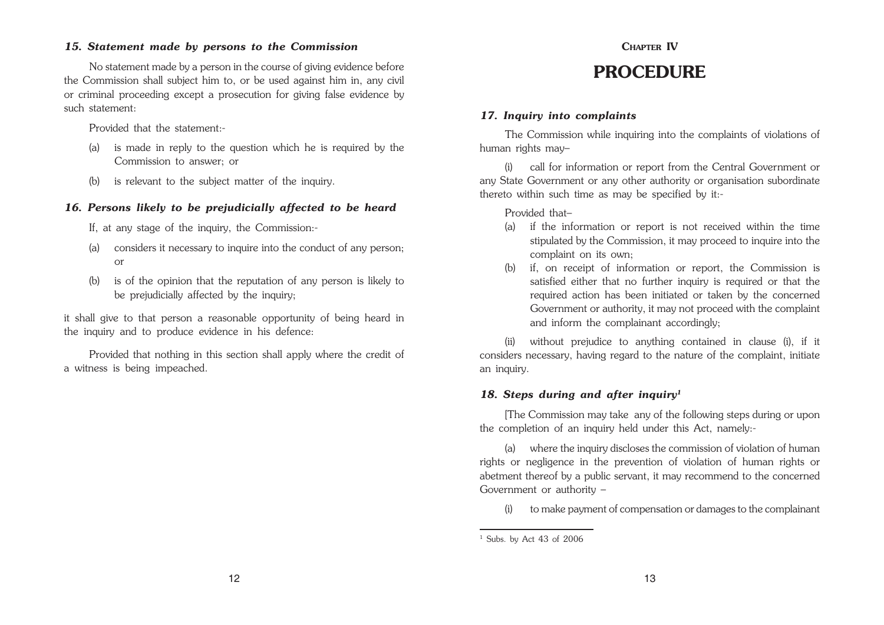### *15. Statement made by persons to the Commission*

No statement made by a person in the course of giving evidence before the Commission shall subject him to, or be used against him in, any civil or criminal proceeding except a prosecution for giving false evidence by such statement:

Provided that the statement:-

(a) is made in reply to the question which he is required by the Commission to answer; or

(b) is relevant to the subject matter of the inquiry.

### *16. Persons likely to be prejudicially affected to be heard*

If, at any stage of the inquiry, the Commission:-

(a) considers it necessary to inquire into the conduct of any person; or

(b) is of the opinion that the reputation of any person is likely to be prejudicially affected by the inquiry;

it shall give to that person a reasonable opportunity of being heard in the inquiry and to produce evidence in his defence:

Provided that nothing in this section shall apply where the credit of a witness is being impeached.

## CHAPTER IV

# PROCEDURE

### *17. Inquiry into complaints*

The Commission while inquiring into the complaints of violations of human rights may–

(i) call for information or report from the Central Government or any State Government or any other authority or organisation subordinate thereto within such time as may be specified by it:-

Provided that–

(a) if the information or report is not received within the time stipulated by the Commission, it may proceed to inquire into the complaint on its own;

(b) if, on receipt of information or report, the Commission is satisfied either that no further inquiry is required or that the required action has been initiated or taken by the concerned Government or authority, it may not proceed with the complaint and inform the complainant accordingly;

(ii) without prejudice to anything contained in clause (i), if it considers necessary, having regard to the nature of the complaint, initiate an inquiry.

### *18. Steps during and after inquiry[1]*

[The Commission may take any of the following steps during or upon the completion of an inquiry held under this Act, namely:-

(a) where the inquiry discloses the commission of violation of human rights or negligence in the prevention of violation of human rights or abetment thereof by a public servant, it may recommend to the concerned Government or authority –

(i) to make payment of compensation or damages to the complainant

---

[1] Subs. by Act 43 of 2006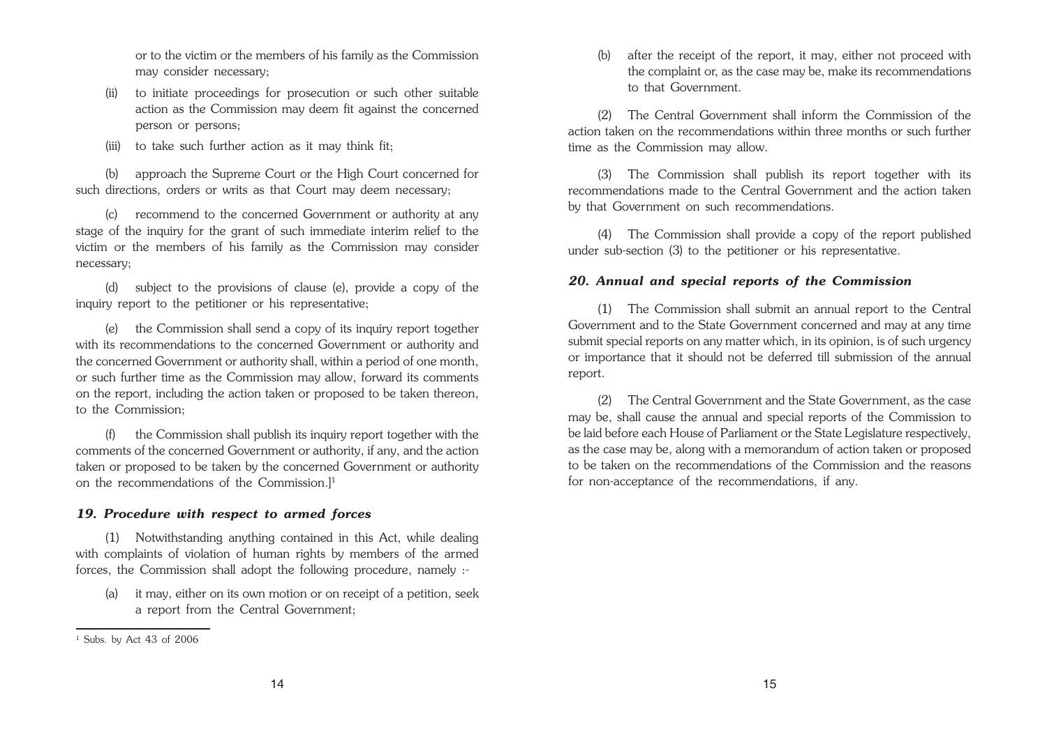or to the victim or the members of his family as the Commission may consider necessary;

(ii) to initiate proceedings for prosecution or such other suitable action as the Commission may deem fit against the concerned person or persons;

(iii) to take such further action as it may think fit;

(b) approach the Supreme Court or the High Court concerned for such directions, orders or writs as that Court may deem necessary;

(c) recommend to the concerned Government or authority at any stage of the inquiry for the grant of such immediate interim relief to the victim or the members of his family as the Commission may consider necessary;

(d) subject to the provisions of clause (e), provide a copy of the inquiry report to the petitioner or his representative;

(e) the Commission shall send a copy of its inquiry report together with its recommendations to the concerned Government or authority and the concerned Government or authority shall, within a period of one month, or such further time as the Commission may allow, forward its comments on the report, including the action taken or proposed to be taken thereon, to the Commission;

(f) the Commission shall publish its inquiry report together with the comments of the concerned Government or authority, if any, and the action taken or proposed to be taken by the concerned Government or authority on the recommendations of the Commission.][1]

### *19. Procedure with respect to armed forces*

(1) Notwithstanding anything contained in this Act, while dealing with complaints of violation of human rights by members of the armed forces, the Commission shall adopt the following procedure, namely :-

(a) it may, either on its own motion or on receipt of a petition, seek a report from the Central Government;

(b) after the receipt of the report, it may, either not proceed with the complaint or, as the case may be, make its recommendations to that Government.

(2) The Central Government shall inform the Commission of the action taken on the recommendations within three months or such further time as the Commission may allow.

(3) The Commission shall publish its report together with its recommendations made to the Central Government and the action taken by that Government on such recommendations.

(4) The Commission shall provide a copy of the report published under sub-section (3) to the petitioner or his representative.

### *20. Annual and special reports of the Commission*

(1) The Commission shall submit an annual report to the Central Government and to the State Government concerned and may at any time submit special reports on any matter which, in its opinion, is of such urgency or importance that it should not be deferred till submission of the annual report.

(2) The Central Government and the State Government, as the case may be, shall cause the annual and special reports of the Commission to be laid before each House of Parliament or the State Legislature respectively, as the case may be, along with a memorandum of action taken or proposed to be taken on the recommendations of the Commission and the reasons for non-acceptance of the recommendations, if any.

---

[1] Subs. by Act 43 of 2006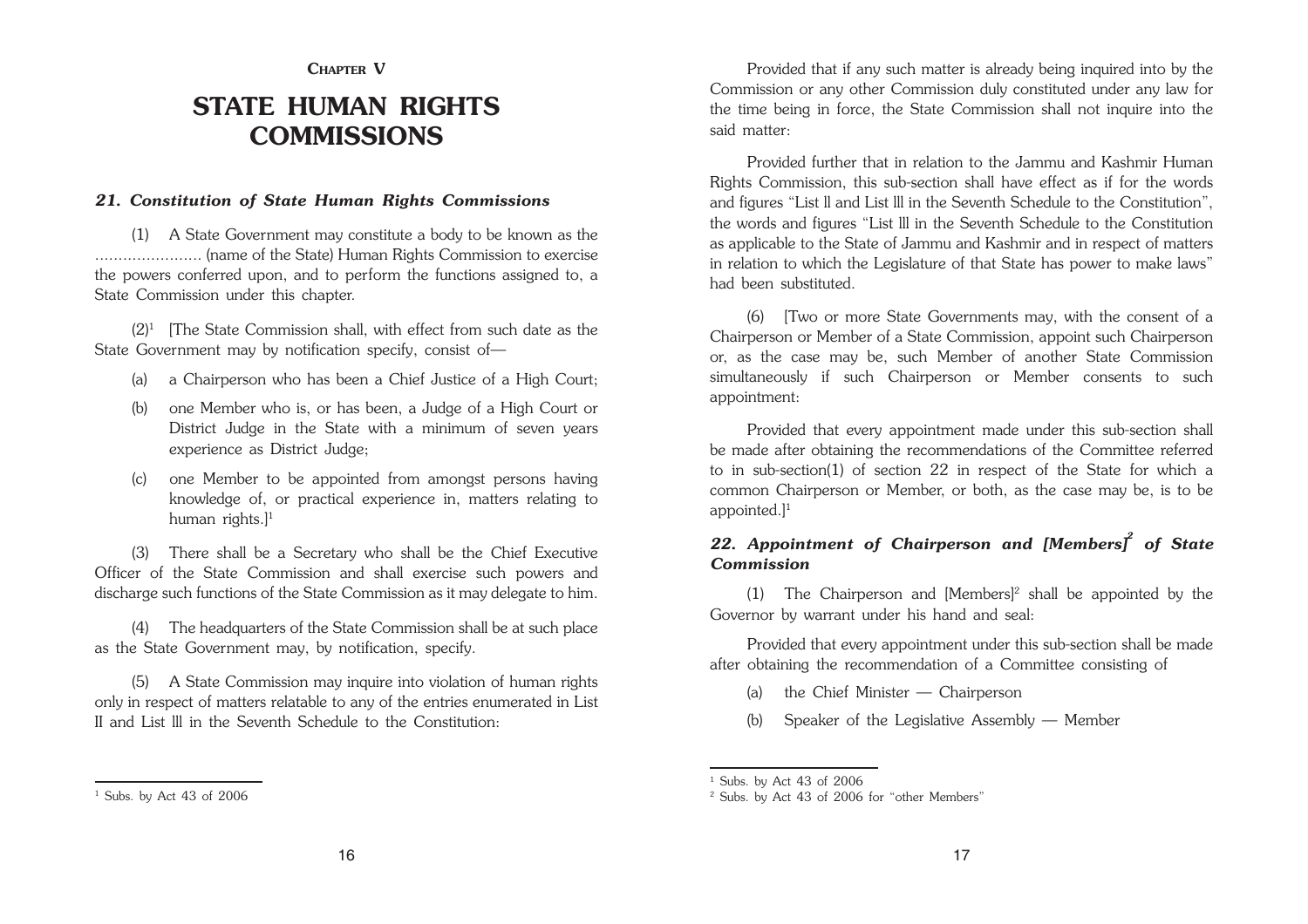## Chapter V

# STATE HUMAN RIGHTS COMMISSIONS

### *21. Constitution of State Human Rights Commissions*

(1) A State Government may constitute a body to be known as the ....................... (name of the State) Human Rights Commission to exercise the powers conferred upon, and to perform the functions assigned to, a State Commission under this chapter.

(2)[1] [The State Commission shall, with effect from such date as the State Government may by notification specify, consist of—

(a) a Chairperson who has been a Chief Justice of a High Court;

(b) one Member who is, or has been, a Judge of a High Court or District Judge in the State with a minimum of seven years experience as District Judge;

(c) one Member to be appointed from amongst persons having knowledge of, or practical experience in, matters relating to human rights.][1]

(3) There shall be a Secretary who shall be the Chief Executive Officer of the State Commission and shall exercise such powers and discharge such functions of the State Commission as it may delegate to him.

(4) The headquarters of the State Commission shall be at such place as the State Government may, by notification, specify.

(5) A State Commission may inquire into violation of human rights only in respect of matters relatable to any of the entries enumerated in List II and List III in the Seventh Schedule to the Constitution:

Provided that if any such matter is already being inquired into by the Commission or any other Commission duly constituted under any law for the time being in force, the State Commission shall not inquire into the said matter:

Provided further that in relation to the Jammu and Kashmir Human Rights Commission, this sub-section shall have effect as if for the words and figures "List II and List III in the Seventh Schedule to the Constitution", the words and figures "List III in the Seventh Schedule to the Constitution as applicable to the State of Jammu and Kashmir and in respect of matters in relation to which the Legislature of that State has power to make laws" had been substituted.

(6) [Two or more State Governments may, with the consent of a Chairperson or Member of a State Commission, appoint such Chairperson or, as the case may be, such Member of another State Commission simultaneously if such Chairperson or Member consents to such appointment:

Provided that every appointment made under this sub-section shall be made after obtaining the recommendations of the Committee referred to in sub-section(1) of section 22 in respect of the State for which a common Chairperson or Member, or both, as the case may be, is to be appointed.][1]

### *22. Appointment of Chairperson and [Members][2] of State Commission*

(1) The Chairperson and [Members][2] shall be appointed by the Governor by warrant under his hand and seal:

Provided that every appointment under this sub-section shall be made after obtaining the recommendation of a Committee consisting of

(a) the Chief Minister — Chairperson

(b) Speaker of the Legislative Assembly — Member

---

[1] Subs. by Act 43 of 2006

[2] Subs. by Act 43 of 2006 for "other Members"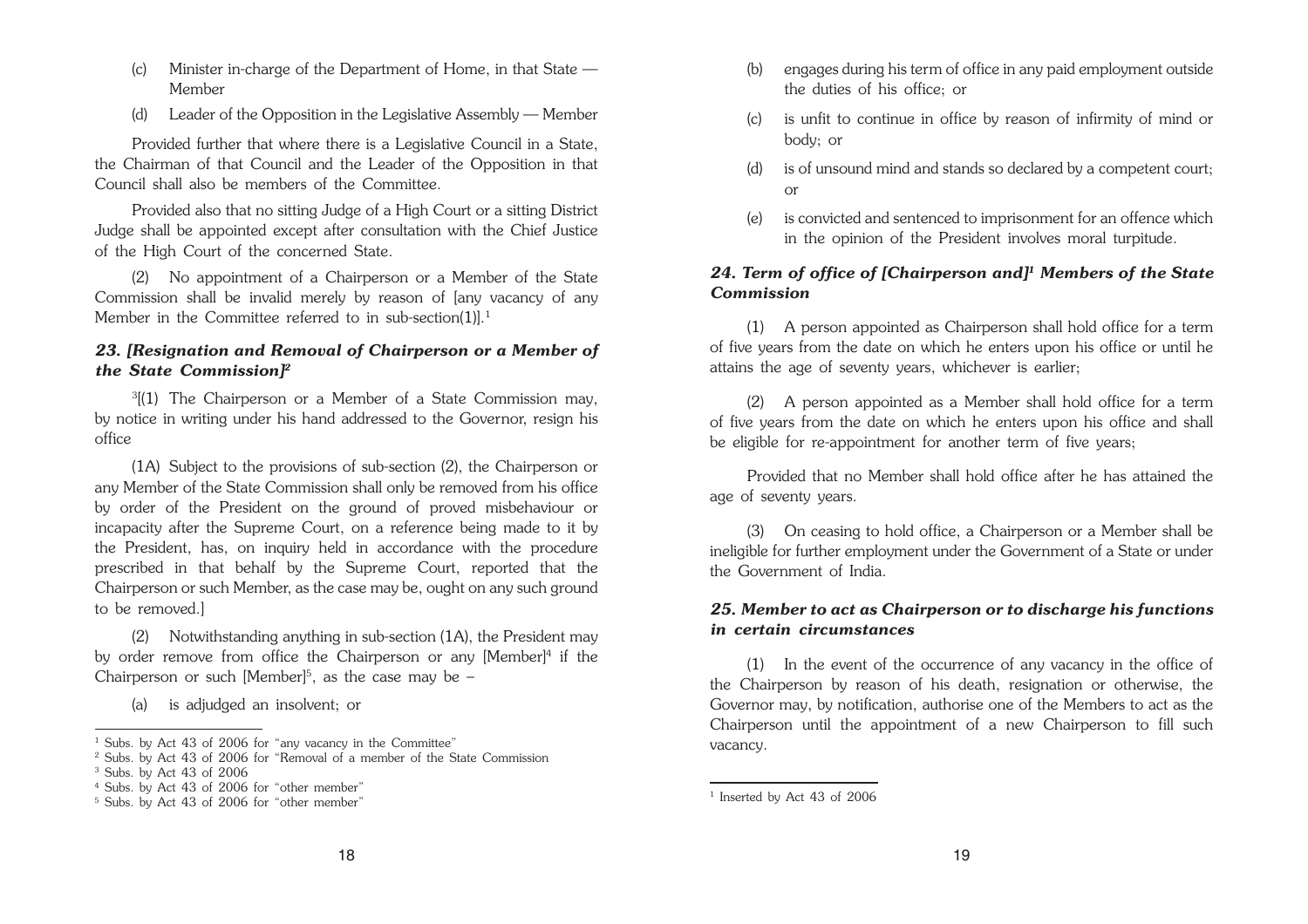(c) Minister in-charge of the Department of Home, in that State — Member

(d) Leader of the Opposition in the Legislative Assembly — Member

Provided further that where there is a Legislative Council in a State, the Chairman of that Council and the Leader of the Opposition in that Council shall also be members of the Committee.

Provided also that no sitting Judge of a High Court or a sitting District Judge shall be appointed except after consultation with the Chief Justice of the High Court of the concerned State.

(2) No appointment of a Chairperson or a Member of the State Commission shall be invalid merely by reason of [any vacancy of any Member in the Committee referred to in sub-section(1)].[1]

### *23. [Resignation and Removal of Chairperson or a Member of the State Commission]*[2]

[3][(1) The Chairperson or a Member of a State Commission may, by notice in writing under his hand addressed to the Governor, resign his office

(1A) Subject to the provisions of sub-section (2), the Chairperson or any Member of the State Commission shall only be removed from his office by order of the President on the ground of proved misbehaviour or incapacity after the Supreme Court, on a reference being made to it by the President, has, on inquiry held in accordance with the procedure prescribed in that behalf by the Supreme Court, reported that the Chairperson or such Member, as the case may be, ought on any such ground to be removed.]

(2) Notwithstanding anything in sub-section (1A), the President may by order remove from office the Chairperson or any [Member][4] if the Chairperson or such [Member][5], as the case may be –

(a) is adjudged an insolvent; or

(b) engages during his term of office in any paid employment outside the duties of his office; or

(c) is unfit to continue in office by reason of infirmity of mind or body; or

(d) is of unsound mind and stands so declared by a competent court; or

(e) is convicted and sentenced to imprisonment for an offence which in the opinion of the President involves moral turpitude.

[1] Subs. by Act 43 of 2006 for "any vacancy in the Committee"

[2] Subs. by Act 43 of 2006 for "Removal of a member of the State Commission

[3] Subs. by Act 43 of 2006

[4] Subs. by Act 43 of 2006 for "other member"

[5] Subs. by Act 43 of 2006 for "other member"

### *24. Term of office of [Chairperson and]*[1] *Members of the State Commission*

(1) A person appointed as Chairperson shall hold office for a term of five years from the date on which he enters upon his office or until he attains the age of seventy years, whichever is earlier;

(2) A person appointed as a Member shall hold office for a term of five years from the date on which he enters upon his office and shall be eligible for re-appointment for another term of five years;

Provided that no Member shall hold office after he has attained the age of seventy years.

(3) On ceasing to hold office, a Chairperson or a Member shall be ineligible for further employment under the Government of a State or under the Government of India.

### *25. Member to act as Chairperson or to discharge his functions in certain circumstances*

(1) In the event of the occurrence of any vacancy in the office of the Chairperson by reason of his death, resignation or otherwise, the Governor may, by notification, authorise one of the Members to act as the Chairperson until the appointment of a new Chairperson to fill such vacancy.

[1] Inserted by Act 43 of 2006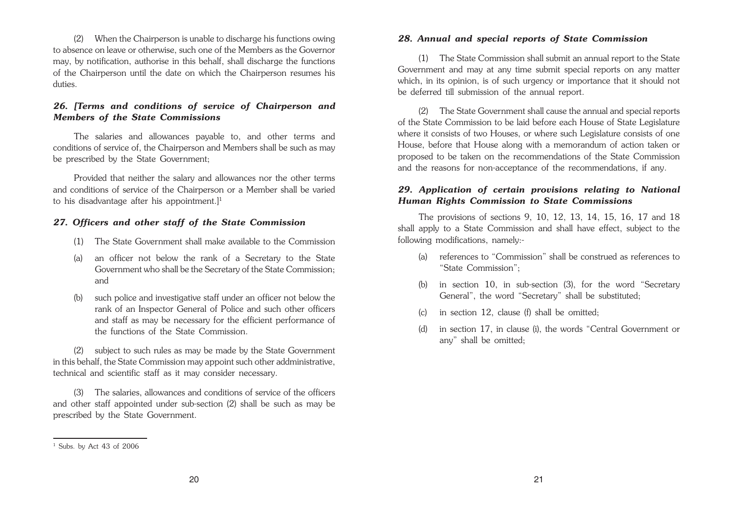(2) When the Chairperson is unable to discharge his functions owing to absence on leave or otherwise, such one of the Members as the Governor may, by notification, authorise in this behalf, shall discharge the functions of the Chairperson until the date on which the Chairperson resumes his duties.

### *26. [Terms and conditions of service of Chairperson and Members of the State Commissions*

The salaries and allowances payable to, and other terms and conditions of service of, the Chairperson and Members shall be such as may be prescribed by the State Government;

Provided that neither the salary and allowances nor the other terms and conditions of service of the Chairperson or a Member shall be varied to his disadvantage after his appointment.][1]

### *27. Officers and other staff of the State Commission*

(1) The State Government shall make available to the Commission

(a) an officer not below the rank of a Secretary to the State Government who shall be the Secretary of the State Commission; and

(b) such police and investigative staff under an officer not below the rank of an Inspector General of Police and such other officers and staff as may be necessary for the efficient performance of the functions of the State Commission.

(2) subject to such rules as may be made by the State Government in this behalf, the State Commission may appoint such other addministrative, technical and scientific staff as it may consider necessary.

(3) The salaries, allowances and conditions of service of the officers and other staff appointed under sub-section (2) shall be such as may be prescribed by the State Government.

[1] Subs. by Act 43 of 2006

### *28. Annual and special reports of State Commission*

(1) The State Commission shall submit an annual report to the State Government and may at any time submit special reports on any matter which, in its opinion, is of such urgency or importance that it should not be deferred till submission of the annual report.

(2) The State Government shall cause the annual and special reports of the State Commission to be laid before each House of State Legislature where it consists of two Houses, or where such Legislature consists of one House, before that House along with a memorandum of action taken or proposed to be taken on the recommendations of the State Commission and the reasons for non-acceptance of the recommendations, if any.

### *29. Application of certain provisions relating to National Human Rights Commission to State Commissions*

The provisions of sections 9, 10, 12, 13, 14, 15, 16, 17 and 18 shall apply to a State Commission and shall have effect, subject to the following modifications, namely:-

(a) references to "Commission" shall be construed as references to "State Commission";

(b) in section 10, in sub-section (3), for the word "Secretary General", the word "Secretary" shall be substituted;

(c) in section 12, clause (f) shall be omitted;

(d) in section 17, in clause (i), the words "Central Government or any" shall be omitted;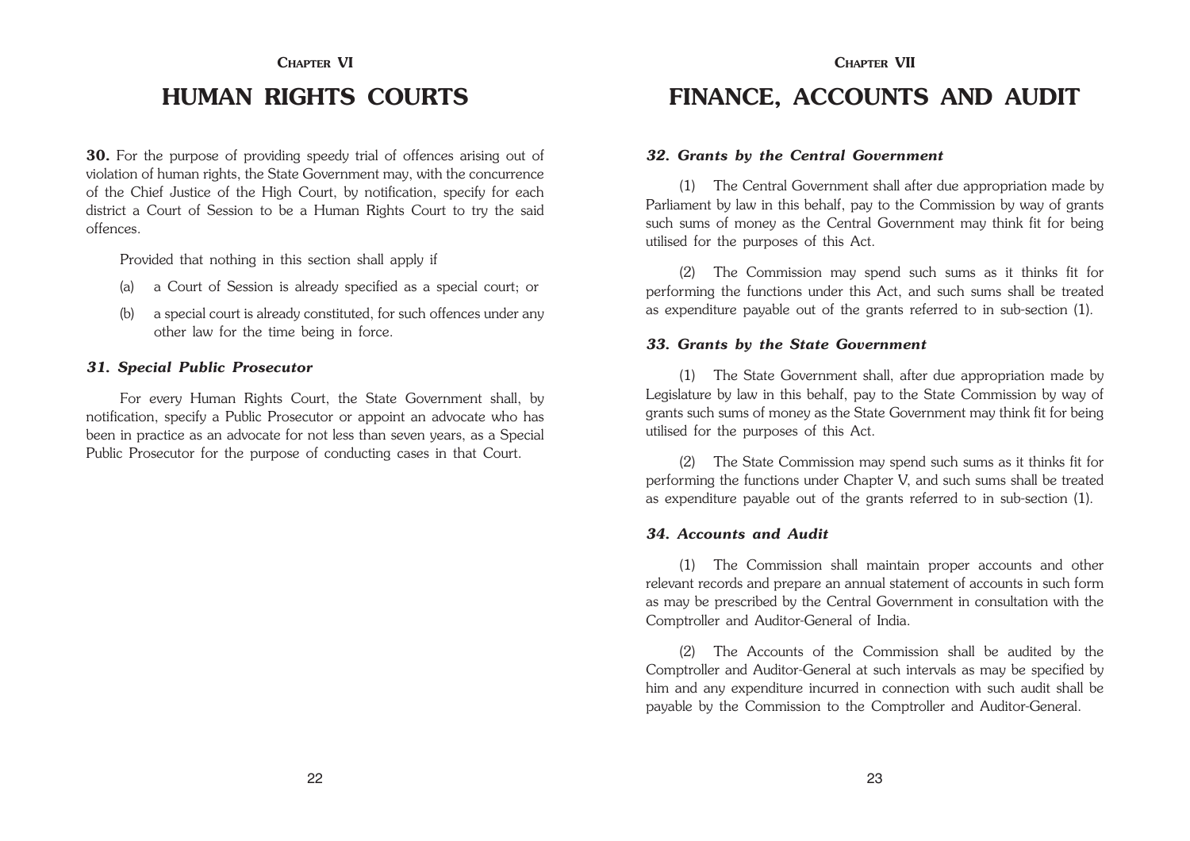## Chapter VI

# HUMAN RIGHTS COURTS

**30.** For the purpose of providing speedy trial of offences arising out of violation of human rights, the State Government may, with the concurrence of the Chief Justice of the High Court, by notification, specify for each district a Court of Session to be a Human Rights Court to try the said offences.

Provided that nothing in this section shall apply if

(a) a Court of Session is already specified as a special court; or

(b) a special court is already constituted, for such offences under any other law for the time being in force.

### *31. Special Public Prosecutor*

For every Human Rights Court, the State Government shall, by notification, specify a Public Prosecutor or appoint an advocate who has been in practice as an advocate for not less than seven years, as a Special Public Prosecutor for the purpose of conducting cases in that Court.

## Chapter VII

# FINANCE, ACCOUNTS AND AUDIT

### *32. Grants by the Central Government*

(1) The Central Government shall after due appropriation made by Parliament by law in this behalf, pay to the Commission by way of grants such sums of money as the Central Government may think fit for being utilised for the purposes of this Act.

(2) The Commission may spend such sums as it thinks fit for performing the functions under this Act, and such sums shall be treated as expenditure payable out of the grants referred to in sub-section (1).

### *33. Grants by the State Government*

(1) The State Government shall, after due appropriation made by Legislature by law in this behalf, pay to the State Commission by way of grants such sums of money as the State Government may think fit for being utilised for the purposes of this Act.

(2) The State Commission may spend such sums as it thinks fit for performing the functions under Chapter V, and such sums shall be treated as expenditure payable out of the grants referred to in sub-section (1).

### *34. Accounts and Audit*

(1) The Commission shall maintain proper accounts and other relevant records and prepare an annual statement of accounts in such form as may be prescribed by the Central Government in consultation with the Comptroller and Auditor-General of India.

(2) The Accounts of the Commission shall be audited by the Comptroller and Auditor-General at such intervals as may be specified by him and any expenditure incurred in connection with such audit shall be payable by the Commission to the Comptroller and Auditor-General.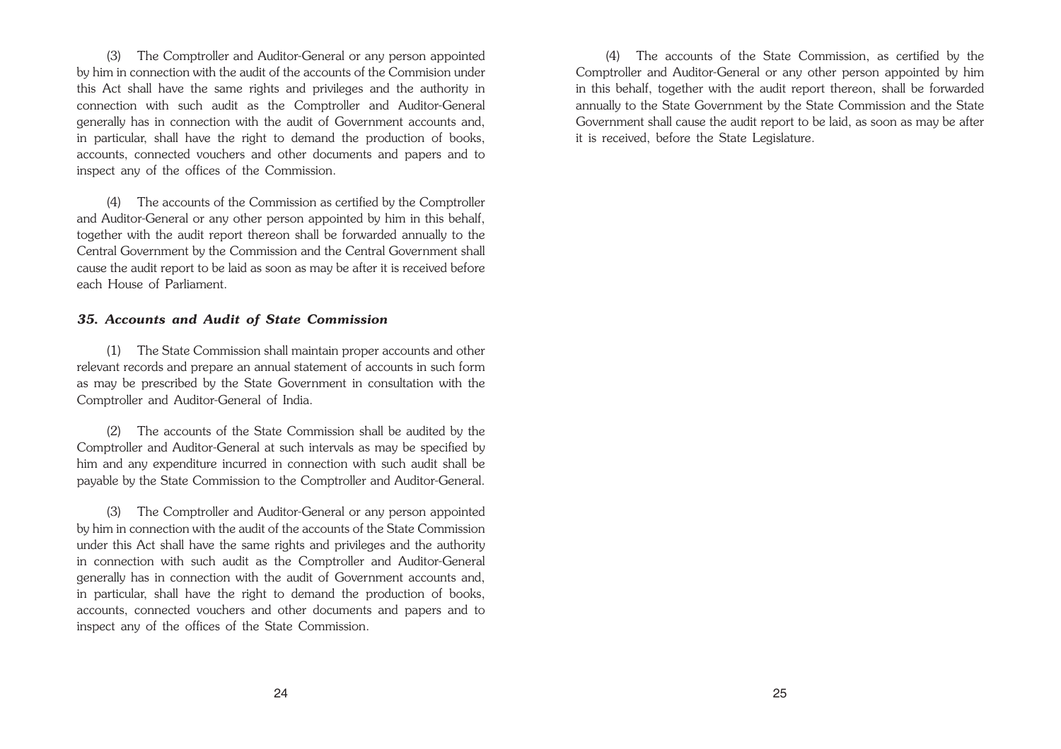(3) The Comptroller and Auditor-General or any person appointed by him in connection with the audit of the accounts of the Commision under this Act shall have the same rights and privileges and the authority in connection with such audit as the Comptroller and Auditor-General generally has in connection with the audit of Government accounts and, in particular, shall have the right to demand the production of books, accounts, connected vouchers and other documents and papers and to inspect any of the offices of the Commission.

(4) The accounts of the Commission as certified by the Comptroller and Auditor-General or any other person appointed by him in this behalf, together with the audit report thereon shall be forwarded annually to the Central Government by the Commission and the Central Government shall cause the audit report to be laid as soon as may be after it is received before each House of Parliament.

### *35. Accounts and Audit of State Commission*

(1) The State Commission shall maintain proper accounts and other relevant records and prepare an annual statement of accounts in such form as may be prescribed by the State Government in consultation with the Comptroller and Auditor-General of India.

(2) The accounts of the State Commission shall be audited by the Comptroller and Auditor-General at such intervals as may be specified by him and any expenditure incurred in connection with such audit shall be payable by the State Commission to the Comptroller and Auditor-General.

(3) The Comptroller and Auditor-General or any person appointed by him in connection with the audit of the accounts of the State Commission under this Act shall have the same rights and privileges and the authority in connection with such audit as the Comptroller and Auditor-General generally has in connection with the audit of Government accounts and, in particular, shall have the right to demand the production of books, accounts, connected vouchers and other documents and papers and to inspect any of the offices of the State Commission.

(4) The accounts of the State Commission, as certified by the Comptroller and Auditor-General or any other person appointed by him in this behalf, together with the audit report thereon, shall be forwarded annually to the State Government by the State Commission and the State Government shall cause the audit report to be laid, as soon as may be after it is received, before the State Legislature.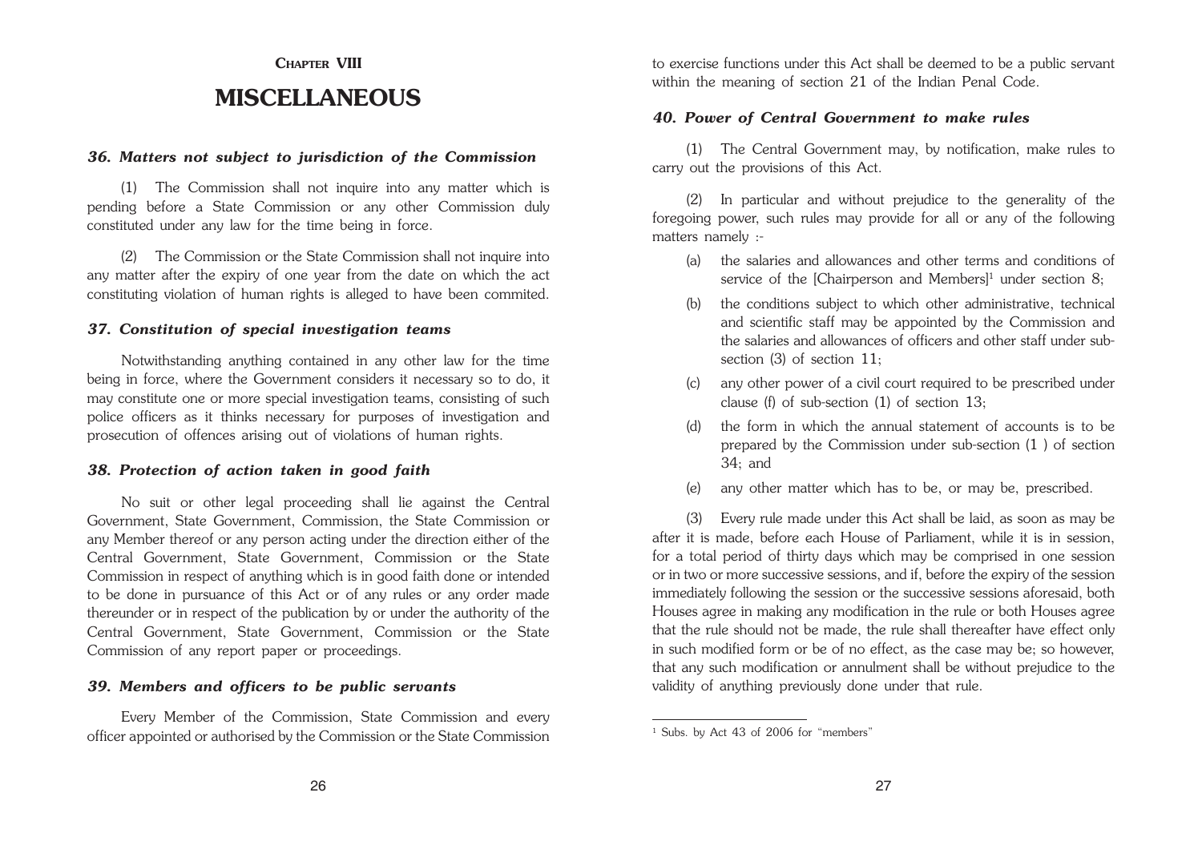## Chapter VIII

# MISCELLANEOUS

### *36. Matters not subject to jurisdiction of the Commission*

(1) The Commission shall not inquire into any matter which is pending before a State Commission or any other Commission duly constituted under any law for the time being in force.

(2) The Commission or the State Commission shall not inquire into any matter after the expiry of one year from the date on which the act constituting violation of human rights is alleged to have been commited.

### *37. Constitution of special investigation teams*

Notwithstanding anything contained in any other law for the time being in force, where the Government considers it necessary so to do, it may constitute one or more special investigation teams, consisting of such police officers as it thinks necessary for purposes of investigation and prosecution of offences arising out of violations of human rights.

### *38. Protection of action taken in good faith*

No suit or other legal proceeding shall lie against the Central Government, State Government, Commission, the State Commission or any Member thereof or any person acting under the direction either of the Central Government, State Government, Commission or the State Commission in respect of anything which is in good faith done or intended to be done in pursuance of this Act or of any rules or any order made thereunder or in respect of the publication by or under the authority of the Central Government, State Government, Commission or the State Commission of any report paper or proceedings.

### *39. Members and officers to be public servants*

Every Member of the Commission, State Commission and every officer appointed or authorised by the Commission or the State Commission to exercise functions under this Act shall be deemed to be a public servant within the meaning of section 21 of the Indian Penal Code.

### *40. Power of Central Government to make rules*

(1) The Central Government may, by notification, make rules to carry out the provisions of this Act.

(2) In particular and without prejudice to the generality of the foregoing power, such rules may provide for all or any of the following matters namely :-

(a) the salaries and allowances and other terms and conditions of service of the [Chairperson and Members][1] under section 8;

(b) the conditions subject to which other administrative, technical and scientific staff may be appointed by the Commission and the salaries and allowances of officers and other staff under sub-section (3) of section 11;

(c) any other power of a civil court required to be prescribed under clause (f) of sub-section (1) of section 13;

(d) the form in which the annual statement of accounts is to be prepared by the Commission under sub-section (1 ) of section 34; and

(e) any other matter which has to be, or may be, prescribed.

(3) Every rule made under this Act shall be laid, as soon as may be after it is made, before each House of Parliament, while it is in session, for a total period of thirty days which may be comprised in one session or in two or more successive sessions, and if, before the expiry of the session immediately following the session or the successive sessions aforesaid, both Houses agree in making any modification in the rule or both Houses agree that the rule should not be made, the rule shall thereafter have effect only in such modified form or be of no effect, as the case may be; so however, that any such modification or annulment shall be without prejudice to the validity of anything previously done under that rule.

---

[1] Subs. by Act 43 of 2006 for "members"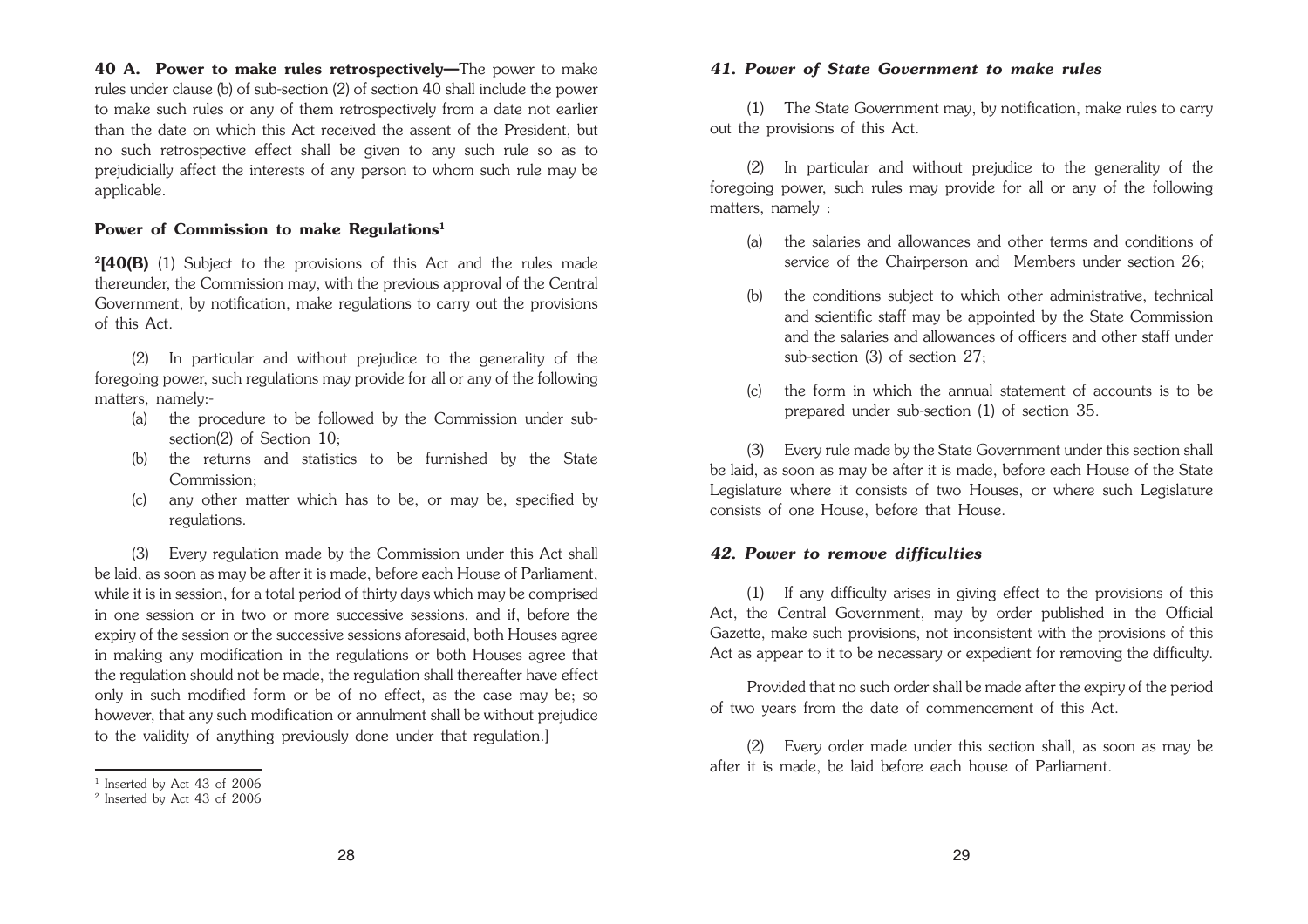**40 A. Power to make rules retrospectively—**The power to make rules under clause (b) of sub-section (2) of section 40 shall include the power to make such rules or any of them retrospectively from a date not earlier than the date on which this Act received the assent of the President, but no such retrospective effect shall be given to any such rule so as to prejudicially affect the interests of any person to whom such rule may be applicable.

**Power of Commission to make Regulations**[1]

[2]**[40(B)** (1) Subject to the provisions of this Act and the rules made thereunder, the Commission may, with the previous approval of the Central Government, by notification, make regulations to carry out the provisions of this Act.

(2) In particular and without prejudice to the generality of the foregoing power, such regulations may provide for all or any of the following matters, namely:-

(a) the procedure to be followed by the Commission under sub-section(2) of Section 10;

(b) the returns and statistics to be furnished by the State Commission;

(c) any other matter which has to be, or may be, specified by regulations.

(3) Every regulation made by the Commission under this Act shall be laid, as soon as may be after it is made, before each House of Parliament, while it is in session, for a total period of thirty days which may be comprised in one session or in two or more successive sessions, and if, before the expiry of the session or the successive sessions aforesaid, both Houses agree in making any modification in the regulations or both Houses agree that the regulation should not be made, the regulation shall thereafter have effect only in such modified form or be of no effect, as the case may be; so however, that any such modification or annulment shall be without prejudice to the validity of anything previously done under that regulation.]

[1] Inserted by Act 43 of 2006

[2] Inserted by Act 43 of 2006

### *41. Power of State Government to make rules*

(1) The State Government may, by notification, make rules to carry out the provisions of this Act.

(2) In particular and without prejudice to the generality of the foregoing power, such rules may provide for all or any of the following matters, namely :

(a) the salaries and allowances and other terms and conditions of service of the Chairperson and Members under section 26;

(b) the conditions subject to which other administrative, technical and scientific staff may be appointed by the State Commission and the salaries and allowances of officers and other staff under sub-section (3) of section 27;

(c) the form in which the annual statement of accounts is to be prepared under sub-section (1) of section 35.

(3) Every rule made by the State Government under this section shall be laid, as soon as may be after it is made, before each House of the State Legislature where it consists of two Houses, or where such Legislature consists of one House, before that House.

### *42. Power to remove difficulties*

(1) If any difficulty arises in giving effect to the provisions of this Act, the Central Government, may by order published in the Official Gazette, make such provisions, not inconsistent with the provisions of this Act as appear to it to be necessary or expedient for removing the difficulty.

Provided that no such order shall be made after the expiry of the period of two years from the date of commencement of this Act.

(2) Every order made under this section shall, as soon as may be after it is made, be laid before each house of Parliament.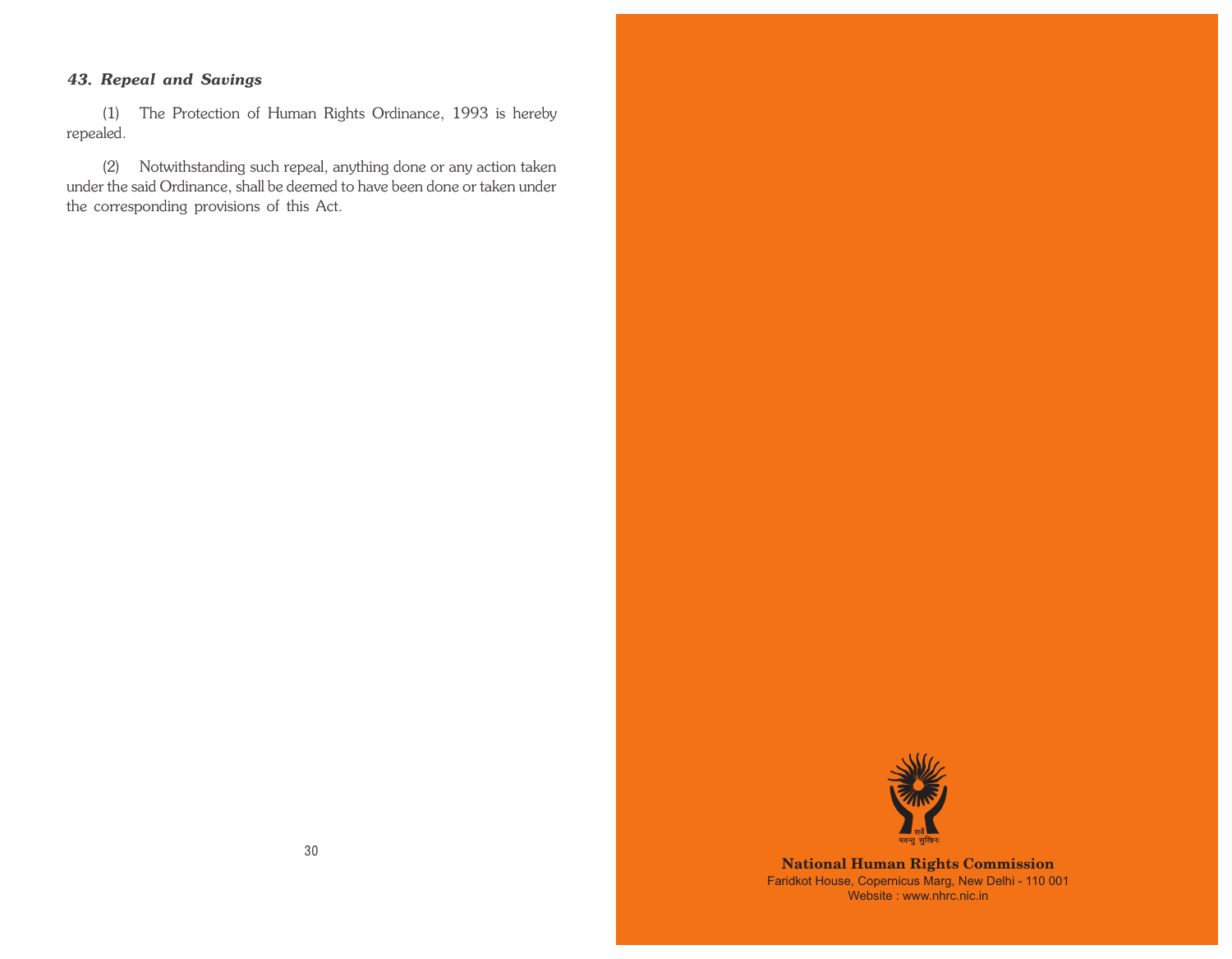### *43. Repeal and Savings*

(1) The Protection of Human Rights Ordinance, 1993 is hereby repealed.

(2) Notwithstanding such repeal, anything done or any action taken under the said Ordinance, shall be deemed to have been done or taken under the corresponding provisions of this Act.

सर्वे भवन्तु सुखिनः

**National Human Rights Commission**

Faridkot House, Copernicus Marg, New Delhi - 110 001

Website : www.nhrc.nic.in